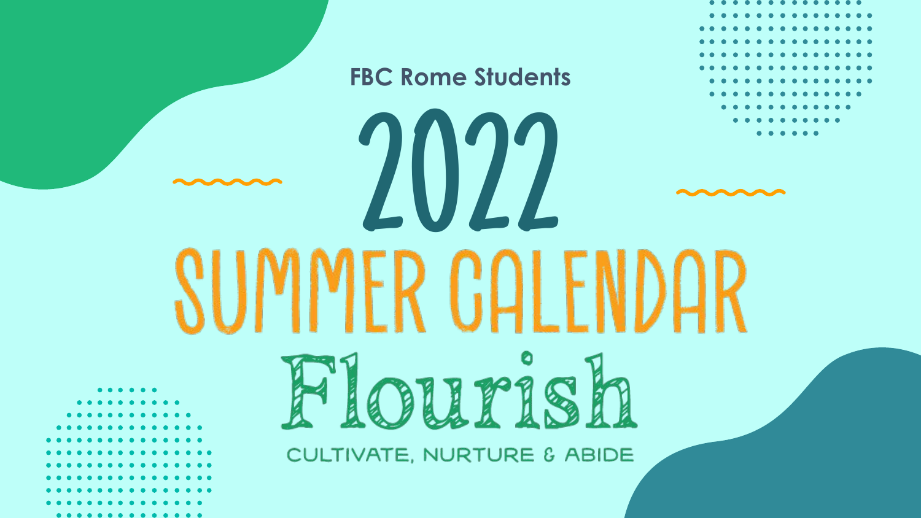FBC Rome Students

# 2022

# SUMMER CALENDAR

## Flourish

CULTIVATE, NURTURE & ABIDE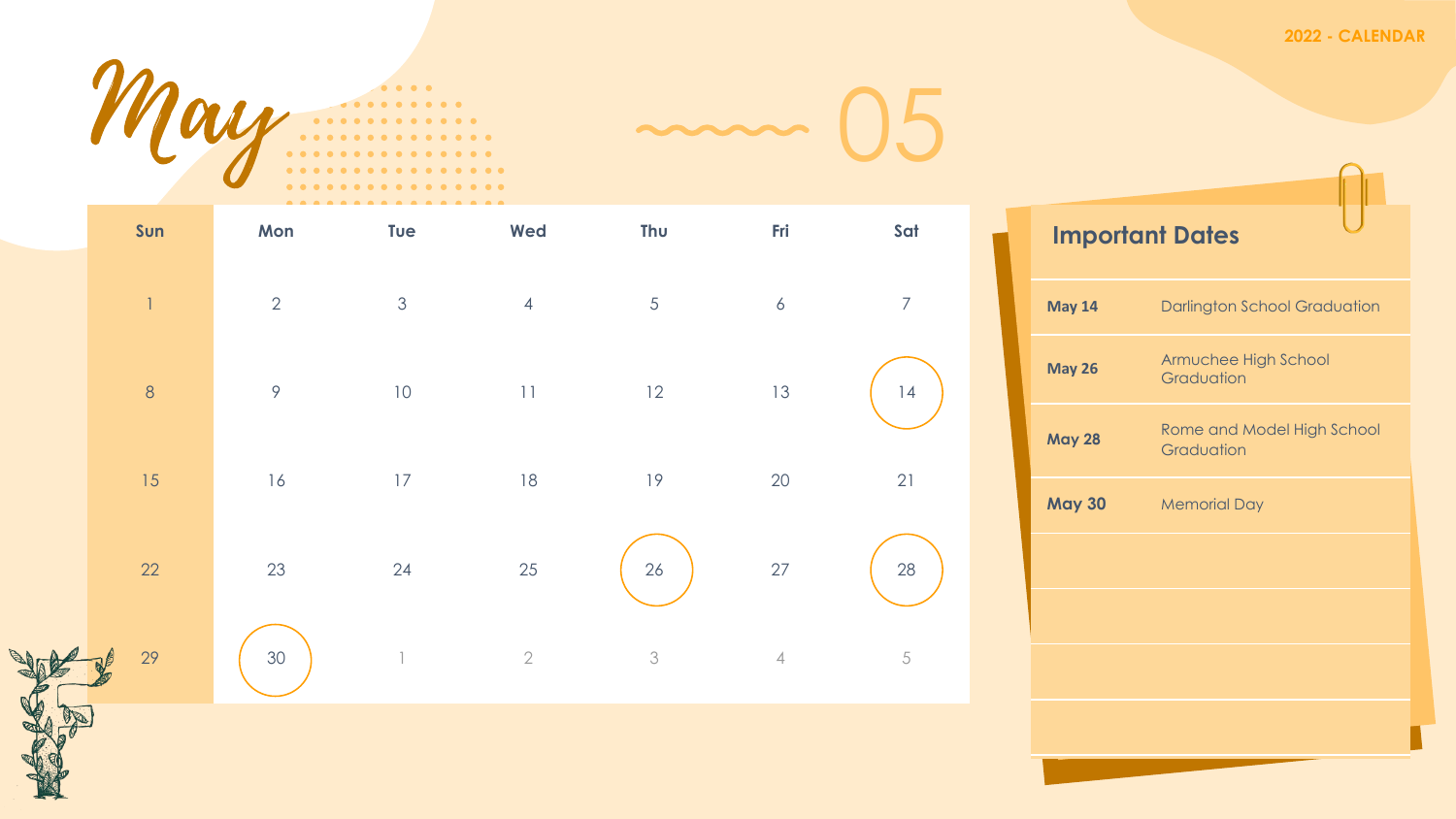2022 - CALENDAR

# May

05

| Sun | Mon | Tue | Wed | Thu | Fri | Sat |
|---|---|---|---|---|---|---|
| 1 | 2 | 3 | 4 | 5 | 6 | 7 |
| 8 | 9 | 10 | 11 | 12 | 13 | 14 |
| 15 | 16 | 17 | 18 | 19 | 20 | 21 |
| 22 | 23 | 24 | 25 | 26 | 27 | 28 |
| 29 | 30 | 1 | 2 | 3 | 4 | 5 |

## Important Dates

| | |
|---|---|
| **May 14** | Darlington School Graduation |
| **May 26** | Armuchee High School Graduation |
| **May 28** | Rome and Model High School Graduation |
| **May 30** | Memorial Day |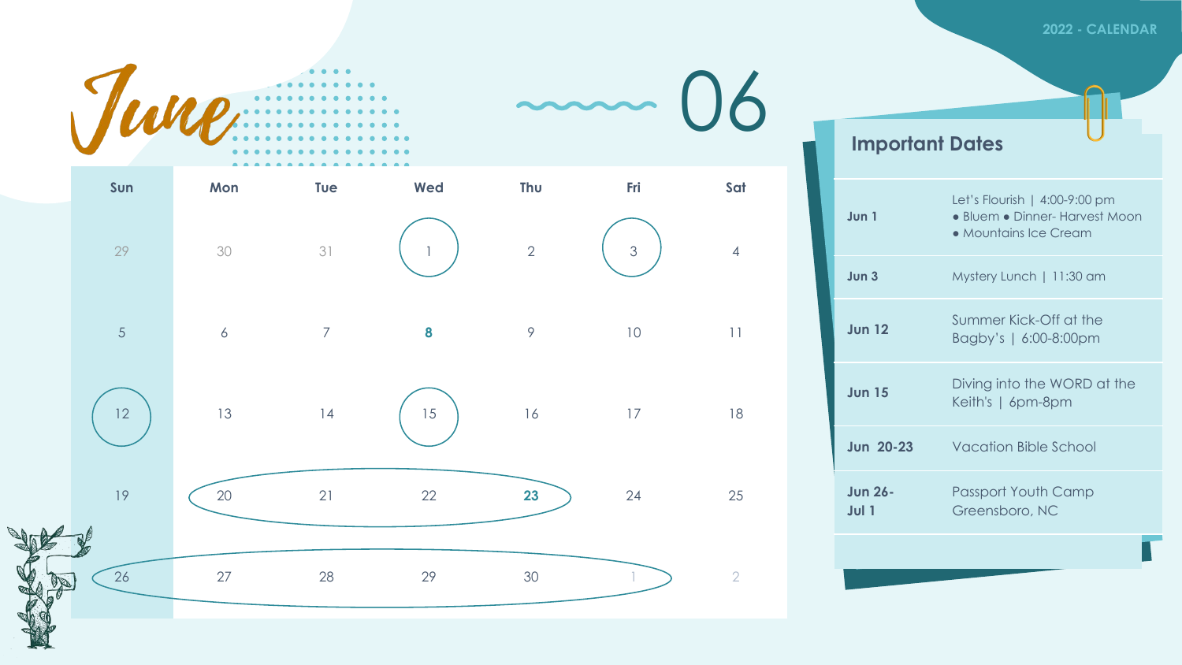2022 - CALENDAR

# June

## 06

| Sun | Mon | Tue | Wed | Thu | Fri | Sat |
|---|---|---|---|---|---|---|
| 29 | 30 | 31 | 1 | 2 | 3 | 4 |
| 5 | 6 | 7 | **8** | 9 | 10 | 11 |
| 12 | 13 | 14 | 15 | 16 | 17 | 18 |
| 19 | 20 | 21 | 22 | **23** | 24 | 25 |
| 26 | 27 | 28 | 29 | 30 | 1 | 2 |

## Important Dates

| | |
|---|---|
| **Jun 1** | Let's Flourish \| 4:00-9:00 pm<br>● Bluem ● Dinner- Harvest Moon<br>● Mountains Ice Cream |
| **Jun 3** | Mystery Lunch \| 11:30 am |
| **Jun 12** | Summer Kick-Off at the Bagby's \| 6:00-8:00pm |
| **Jun 15** | Diving into the WORD at the Keith's \| 6pm-8pm |
| **Jun 20-23** | Vacation Bible School |
| **Jun 26-Jul 1** | Passport Youth Camp<br>Greensboro, NC |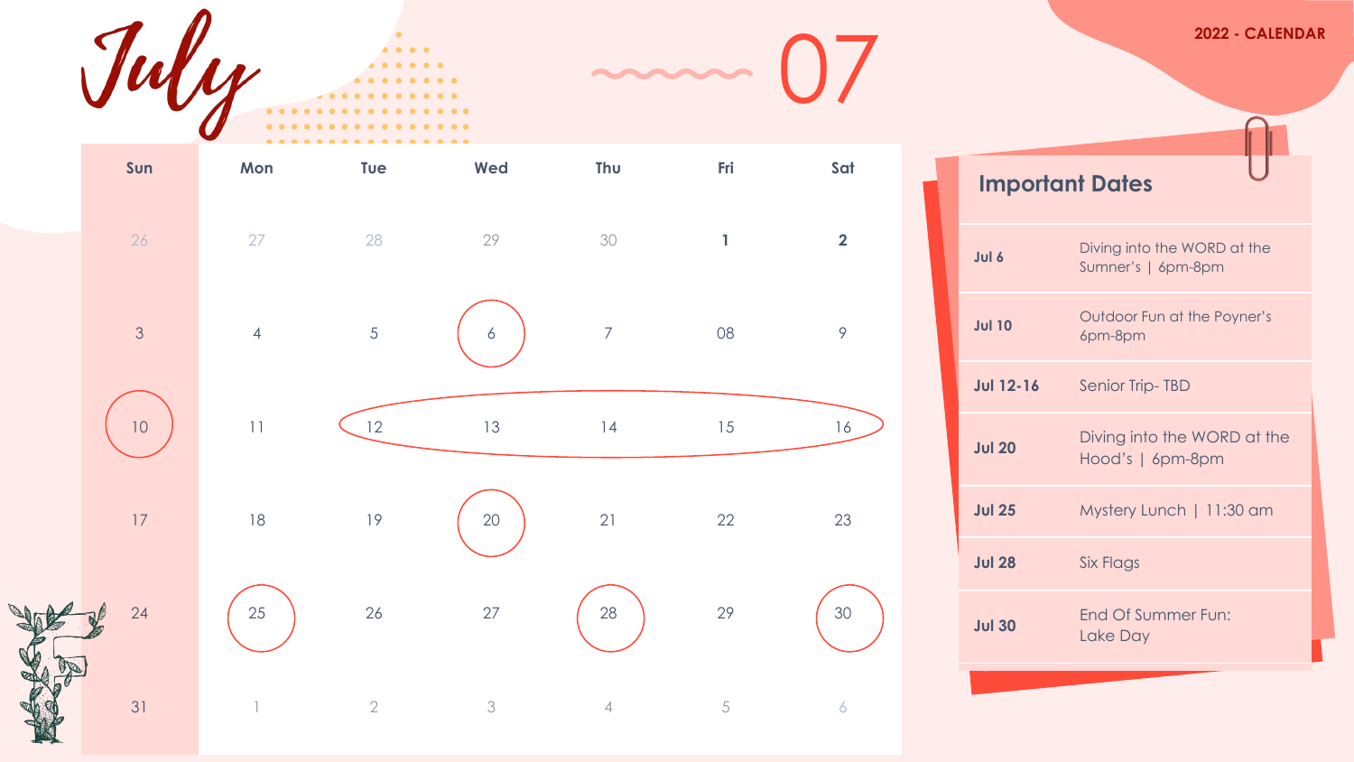# July

## 07

2022 - CALENDAR

| Sun | Mon | Tue | Wed | Thu | Fri | Sat |
|---|---|---|---|---|---|---|
| 26 | 27 | 28 | 29 | 30 | 1 | 2 |
| 3 | 4 | 5 | 6 | 7 | 08 | 9 |
| 10 | 11 | 12 | 13 | 14 | 15 | 16 |
| 17 | 18 | 19 | 20 | 21 | 22 | 23 |
| 24 | 25 | 26 | 27 | 28 | 29 | 30 |
| 31 | 1 | 2 | 3 | 4 | 5 | 6 |

### Important Dates

| Date | Event |
|---|---|
| **Jul 6** | Diving into the WORD at the Sumner's \| 6pm-8pm |
| **Jul 10** | Outdoor Fun at the Poyner's 6pm-8pm |
| **Jul 12-16** | Senior Trip- TBD |
| **Jul 20** | Diving into the WORD at the Hood's \| 6pm-8pm |
| **Jul 25** | Mystery Lunch \| 11:30 am |
| **Jul 28** | Six Flags |
| **Jul 30** | End Of Summer Fun: Lake Day |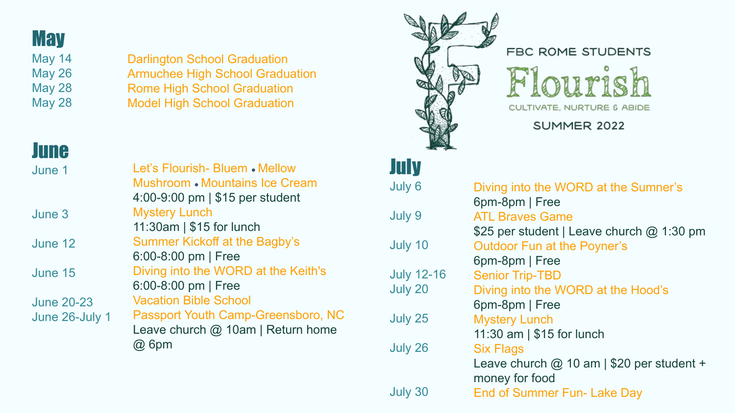FBC ROME STUDENTS

# Flourish

CULTIVATE, NURTURE & ABIDE

SUMMER 2022

## May

| | |
|---|---|
| May 14 | Darlington School Graduation |
| May 26 | Armuchee High School Graduation |
| May 28 | Rome High School Graduation |
| May 28 | Model High School Graduation |

## June

| | |
|---|---|
| June 1 | Let's Flourish- Bluem • Mellow Mushroom • Mountains Ice Cream<br>4:00-9:00 pm \| $15 per student |
| June 3 | Mystery Lunch<br>11:30am \| $15 for lunch |
| June 12 | Summer Kickoff at the Bagby's<br>6:00-8:00 pm \| Free |
| June 15 | Diving into the WORD at the Keith's<br>6:00-8:00 pm \| Free |
| June 20-23 | Vacation Bible School |
| June 26-July 1 | Passport Youth Camp-Greensboro, NC<br>Leave church @ 10am \| Return home @ 6pm |

## July

| | |
|---|---|
| July 6 | Diving into the WORD at the Sumner's<br>6pm-8pm \| Free |
| July 9 | ATL Braves Game<br>$25 per student \| Leave church @ 1:30 pm |
| July 10 | Outdoor Fun at the Poyner's<br>6pm-8pm \| Free |
| July 12-16 | Senior Trip-TBD |
| July 20 | Diving into the WORD at the Hood's<br>6pm-8pm \| Free |
| July 25 | Mystery Lunch<br>11:30 am \| $15 for lunch |
| July 26 | Six Flags<br>Leave church @ 10 am \| $20 per student + money for food |
| July 30 | End of Summer Fun- Lake Day |